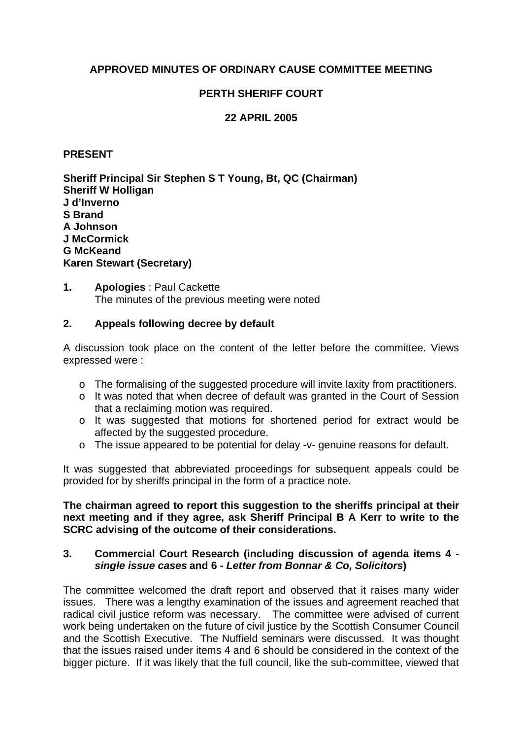**APPROVED MINUTES OF ORDINARY CAUSE COMMITTEE MEETING**

**PERTH SHERIFF COURT**

**22 APRIL 2005**

**PRESENT**

**Sheriff Principal Sir Stephen S T Young, Bt, QC (Chairman)**
**Sheriff W Holligan**
**J d'Inverno**
**S Brand**
**A Johnson**
**J McCormick**
**G McKeand**
**Karen Stewart (Secretary)**

**1. Apologies** : Paul Cackette
The minutes of the previous meeting were noted

**2. Appeals following decree by default**

A discussion took place on the content of the letter before the committee. Views expressed were :

- The formalising of the suggested procedure will invite laxity from practitioners.
- It was noted that when decree of default was granted in the Court of Session that a reclaiming motion was required.
- It was suggested that motions for shortened period for extract would be affected by the suggested procedure.
- The issue appeared to be potential for delay -v- genuine reasons for default.

It was suggested that abbreviated proceedings for subsequent appeals could be provided for by sheriffs principal in the form of a practice note.

**The chairman agreed to report this suggestion to the sheriffs principal at their next meeting and if they agree, ask Sheriff Principal B A Kerr to write to the SCRC advising of the outcome of their considerations.**

**3. Commercial Court Research (including discussion of agenda items 4 - *single issue cases* and 6 - *Letter from Bonnar & Co, Solicitors*)**

The committee welcomed the draft report and observed that it raises many wider issues. There was a lengthy examination of the issues and agreement reached that radical civil justice reform was necessary. The committee were advised of current work being undertaken on the future of civil justice by the Scottish Consumer Council and the Scottish Executive. The Nuffield seminars were discussed. It was thought that the issues raised under items 4 and 6 should be considered in the context of the bigger picture. If it was likely that the full council, like the sub-committee, viewed that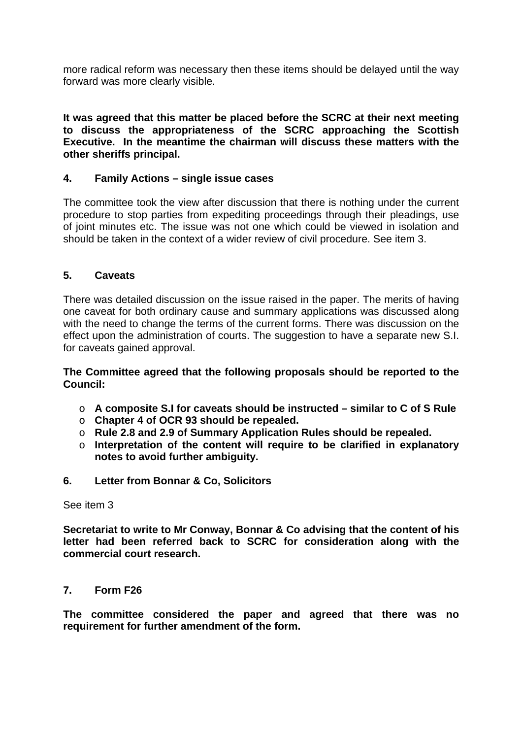more radical reform was necessary then these items should be delayed until the way forward was more clearly visible.

**It was agreed that this matter be placed before the SCRC at their next meeting to discuss the appropriateness of the SCRC approaching the Scottish Executive. In the meantime the chairman will discuss these matters with the other sheriffs principal.**

## 4. Family Actions – single issue cases

The committee took the view after discussion that there is nothing under the current procedure to stop parties from expediting proceedings through their pleadings, use of joint minutes etc. The issue was not one which could be viewed in isolation and should be taken in the context of a wider review of civil procedure. See item 3.

## 5. Caveats

There was detailed discussion on the issue raised in the paper. The merits of having one caveat for both ordinary cause and summary applications was discussed along with the need to change the terms of the current forms. There was discussion on the effect upon the administration of courts. The suggestion to have a separate new S.I. for caveats gained approval.

**The Committee agreed that the following proposals should be reported to the Council:**

- **A composite S.I for caveats should be instructed – similar to C of S Rule**
- **Chapter 4 of OCR 93 should be repealed.**
- **Rule 2.8 and 2.9 of Summary Application Rules should be repealed.**
- **Interpretation of the content will require to be clarified in explanatory notes to avoid further ambiguity.**

## 6. Letter from Bonnar & Co, Solicitors

See item 3

**Secretariat to write to Mr Conway, Bonnar & Co advising that the content of his letter had been referred back to SCRC for consideration along with the commercial court research.**

## 7. Form F26

**The committee considered the paper and agreed that there was no requirement for further amendment of the form.**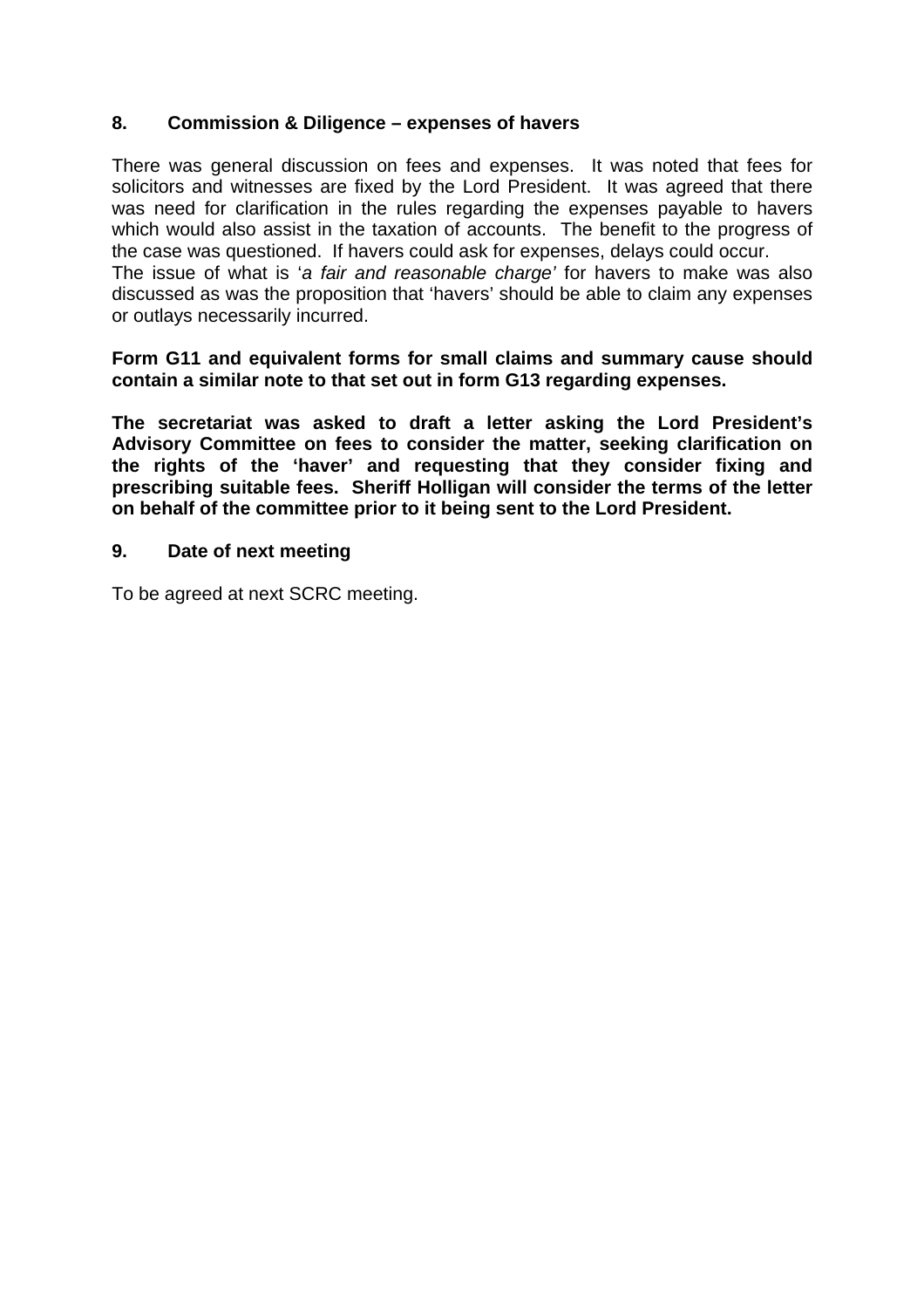## 8. Commission & Diligence – expenses of havers

There was general discussion on fees and expenses. It was noted that fees for solicitors and witnesses are fixed by the Lord President. It was agreed that there was need for clarification in the rules regarding the expenses payable to havers which would also assist in the taxation of accounts. The benefit to the progress of the case was questioned. If havers could ask for expenses, delays could occur.
The issue of what is '*a fair and reasonable charge'* for havers to make was also discussed as was the proposition that 'havers' should be able to claim any expenses or outlays necessarily incurred.

**Form G11 and equivalent forms for small claims and summary cause should contain a similar note to that set out in form G13 regarding expenses.**

**The secretariat was asked to draft a letter asking the Lord President's Advisory Committee on fees to consider the matter, seeking clarification on the rights of the 'haver' and requesting that they consider fixing and prescribing suitable fees. Sheriff Holligan will consider the terms of the letter on behalf of the committee prior to it being sent to the Lord President.**

## 9. Date of next meeting

To be agreed at next SCRC meeting.